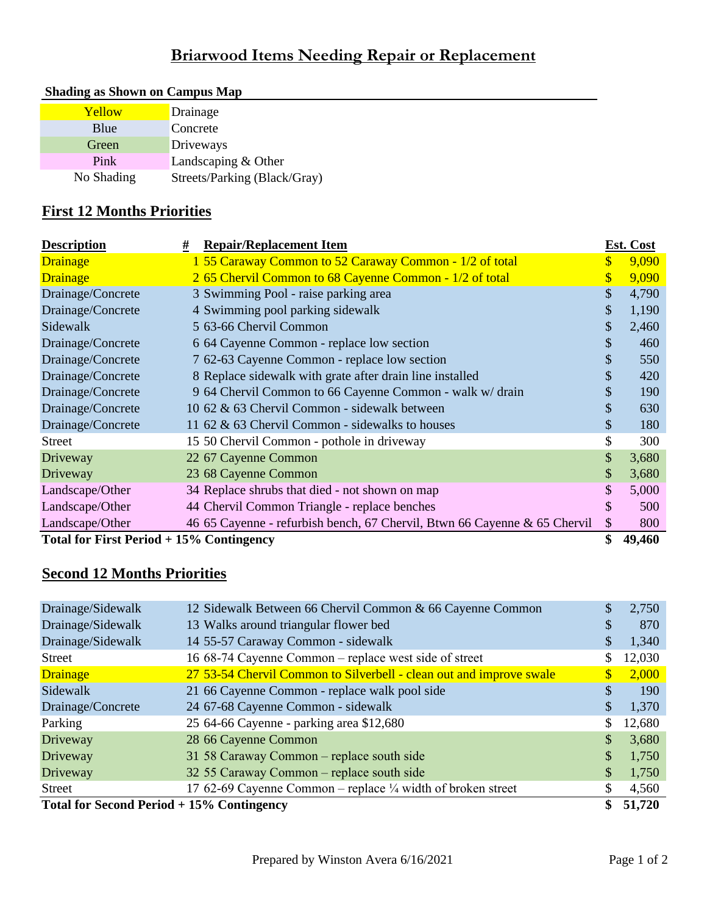# Briarwood Items Needing Repair or Replacement

**Shading as Shown on Campus Map**

| Shading | Category |
|---|---|
| Yellow | Drainage |
| Blue | Concrete |
| Green | Driveways |
| Pink | Landscaping & Other |
| No Shading | Streets/Parking (Black/Gray) |

## First 12 Months Priorities

| Description | # | Repair/Replacement Item | Est. Cost |
|---|---|---|---|
| Drainage | 1 | 55 Caraway Common to 52 Caraway Common - 1/2 of total | $ 9,090 |
| Drainage | 2 | 65 Chervil Common to 68 Cayenne Common - 1/2 of total | $ 9,090 |
| Drainage/Concrete | 3 | Swimming Pool - raise parking area | $ 4,790 |
| Drainage/Concrete | 4 | Swimming pool parking sidewalk | $ 1,190 |
| Sidewalk | 5 | 63-66 Chervil Common | $ 2,460 |
| Drainage/Concrete | 6 | 64 Cayenne Common - replace low section | $ 460 |
| Drainage/Concrete | 7 | 62-63 Cayenne Common - replace low section | $ 550 |
| Drainage/Concrete | 8 | Replace sidewalk with grate after drain line installed | $ 420 |
| Drainage/Concrete | 9 | 64 Chervil Common to 66 Cayenne Common - walk w/ drain | $ 190 |
| Drainage/Concrete | 10 | 62 & 63 Chervil Common - sidewalk between | $ 630 |
| Drainage/Concrete | 11 | 62 & 63 Chervil Common - sidewalks to houses | $ 180 |
| Street | 15 | 50 Chervil Common - pothole in driveway | $ 300 |
| Driveway | 22 | 67 Cayenne Common | $ 3,680 |
| Driveway | 23 | 68 Cayenne Common | $ 3,680 |
| Landscape/Other | 34 | Replace shrubs that died - not shown on map | $ 5,000 |
| Landscape/Other | 44 | Chervil Common Triangle - replace benches | $ 500 |
| Landscape/Other | 46 | 65 Cayenne - refurbish bench, 67 Chervil, Btwn 66 Cayenne & 65 Chervil | $ 800 |
| **Total for First Period + 15% Contingency** | | | **$ 49,460** |

## Second 12 Months Priorities

| Description | # | Repair/Replacement Item | Est. Cost |
|---|---|---|---|
| Drainage/Sidewalk | 12 | Sidewalk Between 66 Chervil Common & 66 Cayenne Common | $ 2,750 |
| Drainage/Sidewalk | 13 | Walks around triangular flower bed | $ 870 |
| Drainage/Sidewalk | 14 | 55-57 Caraway Common - sidewalk | $ 1,340 |
| Street | 16 | 68-74 Cayenne Common – replace west side of street | $ 12,030 |
| Drainage | 27 | 53-54 Chervil Common to Silverbell - clean out and improve swale | $ 2,000 |
| Sidewalk | 21 | 66 Cayenne Common - replace walk pool side | $ 190 |
| Drainage/Concrete | 24 | 67-68 Cayenne Common - sidewalk | $ 1,370 |
| Parking | 25 | 64-66 Cayenne - parking area $12,680 | $ 12,680 |
| Driveway | 28 | 66 Cayenne Common | $ 3,680 |
| Driveway | 31 | 58 Caraway Common – replace south side | $ 1,750 |
| Driveway | 32 | 55 Caraway Common – replace south side | $ 1,750 |
| Street | 17 | 62-69 Cayenne Common – replace ¼ width of broken street | $ 4,560 |
| **Total for Second Period + 15% Contingency** | | | **$ 51,720** |

Prepared by Winston Avera 6/16/2021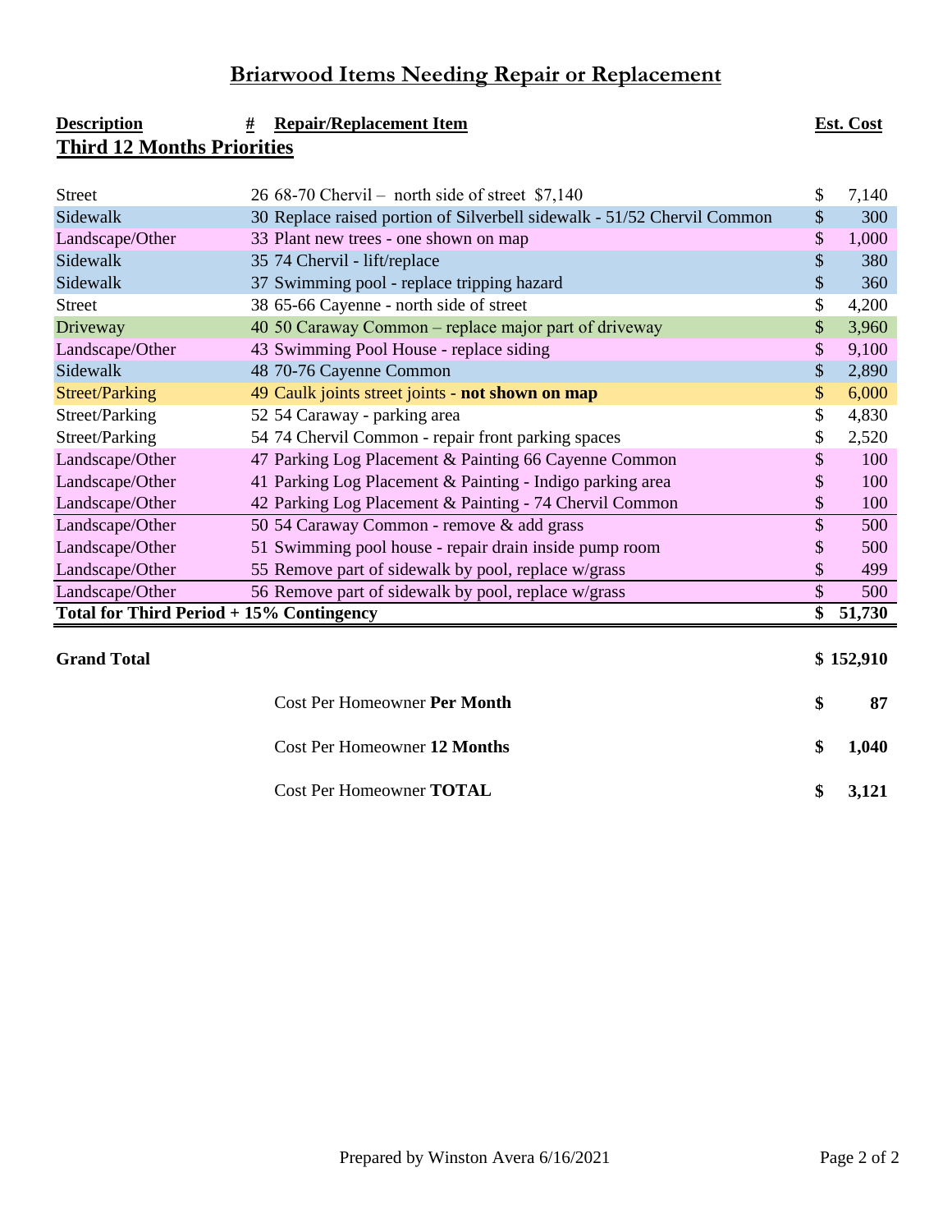# Briarwood Items Needing Repair or Replacement

| Description | # | Repair/Replacement Item | Est. Cost |
|---|---|---|---|
| **Third 12 Months Priorities** | | | |
| Street | 26 | 68-70 Chervil – north side of street $7,140 | $ 7,140 |
| Sidewalk | 30 | Replace raised portion of Silverbell sidewalk - 51/52 Chervil Common | $ 300 |
| Landscape/Other | 33 | Plant new trees - one shown on map | $ 1,000 |
| Sidewalk | 35 | 74 Chervil - lift/replace | $ 380 |
| Sidewalk | 37 | Swimming pool - replace tripping hazard | $ 360 |
| Street | 38 | 65-66 Cayenne - north side of street | $ 4,200 |
| Driveway | 40 | 50 Caraway Common – replace major part of driveway | $ 3,960 |
| Landscape/Other | 43 | Swimming Pool House - replace siding | $ 9,100 |
| Sidewalk | 48 | 70-76 Cayenne Common | $ 2,890 |
| Street/Parking | 49 | Caulk joints street joints - **not shown on map** | $ 6,000 |
| Street/Parking | 52 | 54 Caraway - parking area | $ 4,830 |
| Street/Parking | 54 | 74 Chervil Common - repair front parking spaces | $ 2,520 |
| Landscape/Other | 47 | Parking Log Placement & Painting 66 Cayenne Common | $ 100 |
| Landscape/Other | 41 | Parking Log Placement & Painting - Indigo parking area | $ 100 |
| Landscape/Other | 42 | Parking Log Placement & Painting - 74 Chervil Common | $ 100 |
| Landscape/Other | 50 | 54 Caraway Common - remove & add grass | $ 500 |
| Landscape/Other | 51 | Swimming pool house - repair drain inside pump room | $ 500 |
| Landscape/Other | 55 | Remove part of sidewalk by pool, replace w/grass | $ 499 |
| Landscape/Other | 56 | Remove part of sidewalk by pool, replace w/grass | $ 500 |
| **Total for Third Period + 15% Contingency** | | | **$ 51,730** |
| | | | |
| **Grand Total** | | | **$ 152,910** |
| | | Cost Per Homeowner **Per Month** | **$ 87** |
| | | Cost Per Homeowner **12 Months** | **$ 1,040** |
| | | Cost Per Homeowner **TOTAL** | **$ 3,121** |

Prepared by Winston Avera 6/16/2021